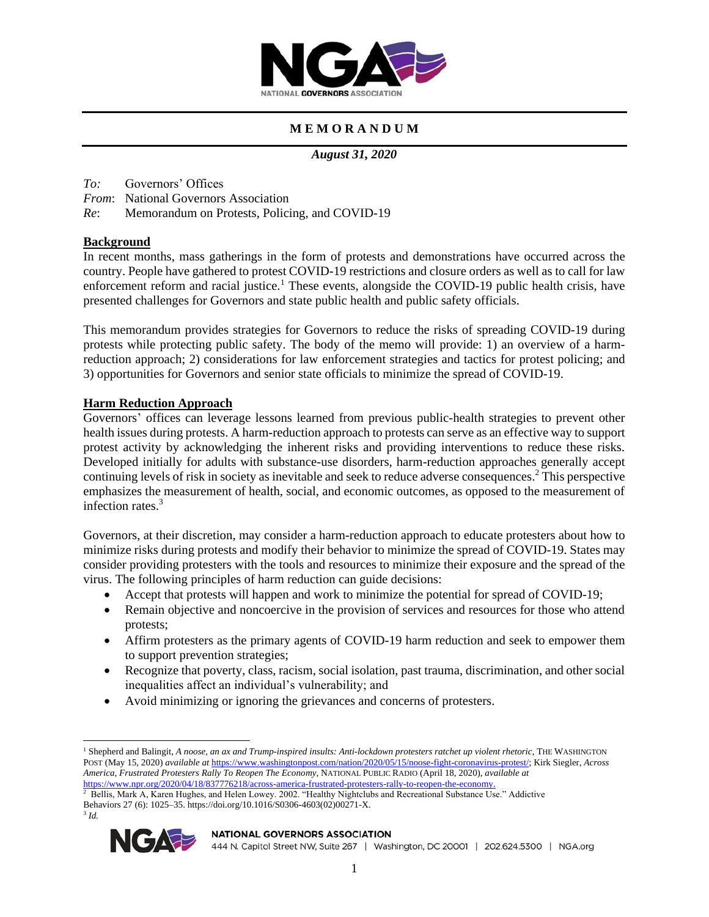# MEMORANDUM

***August 31, 2020***

*To:* Governors' Offices
*From*: National Governors Association
*Re*: Memorandum on Protests, Policing, and COVID-19

## Background

In recent months, mass gatherings in the form of protests and demonstrations have occurred across the country. People have gathered to protest COVID-19 restrictions and closure orders as well as to call for law enforcement reform and racial justice.[1] These events, alongside the COVID-19 public health crisis, have presented challenges for Governors and state public health and public safety officials.

This memorandum provides strategies for Governors to reduce the risks of spreading COVID-19 during protests while protecting public safety. The body of the memo will provide: 1) an overview of a harm-reduction approach; 2) considerations for law enforcement strategies and tactics for protest policing; and 3) opportunities for Governors and senior state officials to minimize the spread of COVID-19.

## Harm Reduction Approach

Governors' offices can leverage lessons learned from previous public-health strategies to prevent other health issues during protests. A harm-reduction approach to protests can serve as an effective way to support protest activity by acknowledging the inherent risks and providing interventions to reduce these risks. Developed initially for adults with substance-use disorders, harm-reduction approaches generally accept continuing levels of risk in society as inevitable and seek to reduce adverse consequences.[2] This perspective emphasizes the measurement of health, social, and economic outcomes, as opposed to the measurement of infection rates.[3]

Governors, at their discretion, may consider a harm-reduction approach to educate protesters about how to minimize risks during protests and modify their behavior to minimize the spread of COVID-19. States may consider providing protesters with the tools and resources to minimize their exposure and the spread of the virus. The following principles of harm reduction can guide decisions:

- Accept that protests will happen and work to minimize the potential for spread of COVID-19;
- Remain objective and noncoercive in the provision of services and resources for those who attend protests;
- Affirm protesters as the primary agents of COVID-19 harm reduction and seek to empower them to support prevention strategies;
- Recognize that poverty, class, racism, social isolation, past trauma, discrimination, and other social inequalities affect an individual's vulnerability; and
- Avoid minimizing or ignoring the grievances and concerns of protesters.

---

[1] Shepherd and Balingit, *A noose, an ax and Trump-inspired insults: Anti-lockdown protesters ratchet up violent rhetoric*, THE WASHINGTON POST (May 15, 2020) *available at* https://www.washingtonpost.com/nation/2020/05/15/noose-fight-coronavirus-protest/; Kirk Siegler, *Across America, Frustrated Protesters Rally To Reopen The Economy*, NATIONAL PUBLIC RADIO (April 18, 2020), *available at* https://www.npr.org/2020/04/18/837776218/across-america-frustrated-protesters-rally-to-reopen-the-economy.

[2] Bellis, Mark A, Karen Hughes, and Helen Lowey. 2002. "Healthy Nightclubs and Recreational Substance Use." Addictive Behaviors 27 (6): 1025–35. https://doi.org/10.1016/S0306-4603(02)00271-X.

[3] *Id.*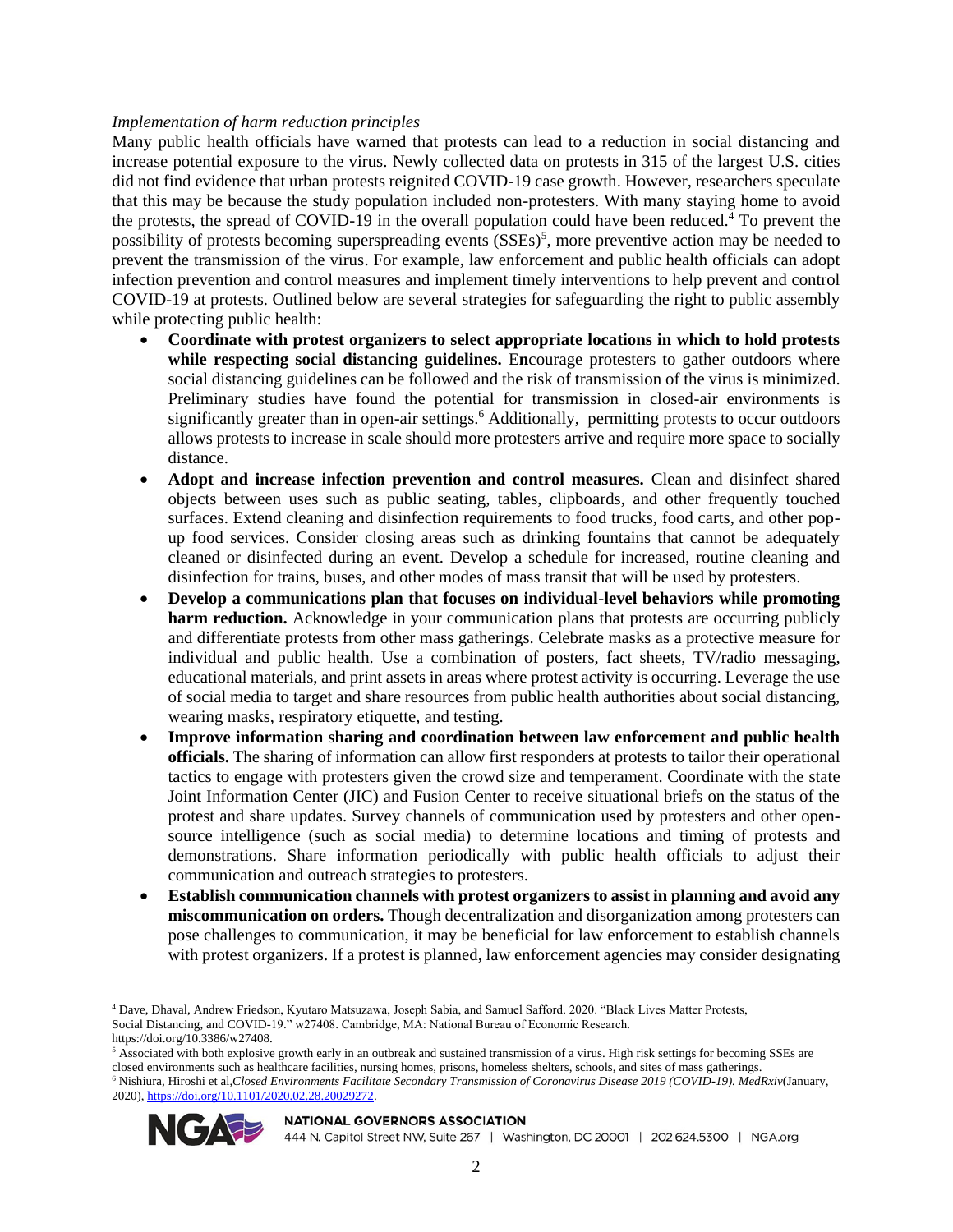*Implementation of harm reduction principles*

Many public health officials have warned that protests can lead to a reduction in social distancing and increase potential exposure to the virus. Newly collected data on protests in 315 of the largest U.S. cities did not find evidence that urban protests reignited COVID-19 case growth. However, researchers speculate that this may be because the study population included non-protesters. With many staying home to avoid the protests, the spread of COVID-19 in the overall population could have been reduced.[4] To prevent the possibility of protests becoming superspreading events (SSEs)[5], more preventive action may be needed to prevent the transmission of the virus. For example, law enforcement and public health officials can adopt infection prevention and control measures and implement timely interventions to help prevent and control COVID-19 at protests. Outlined below are several strategies for safeguarding the right to public assembly while protecting public health:

- **Coordinate with protest organizers to select appropriate locations in which to hold protests while respecting social distancing guidelines.** Encourage protesters to gather outdoors where social distancing guidelines can be followed and the risk of transmission of the virus is minimized. Preliminary studies have found the potential for transmission in closed-air environments is significantly greater than in open-air settings.[6] Additionally, permitting protests to occur outdoors allows protests to increase in scale should more protesters arrive and require more space to socially distance.
- **Adopt and increase infection prevention and control measures.** Clean and disinfect shared objects between uses such as public seating, tables, clipboards, and other frequently touched surfaces. Extend cleaning and disinfection requirements to food trucks, food carts, and other pop-up food services. Consider closing areas such as drinking fountains that cannot be adequately cleaned or disinfected during an event. Develop a schedule for increased, routine cleaning and disinfection for trains, buses, and other modes of mass transit that will be used by protesters.
- **Develop a communications plan that focuses on individual-level behaviors while promoting harm reduction.** Acknowledge in your communication plans that protests are occurring publicly and differentiate protests from other mass gatherings. Celebrate masks as a protective measure for individual and public health. Use a combination of posters, fact sheets, TV/radio messaging, educational materials, and print assets in areas where protest activity is occurring. Leverage the use of social media to target and share resources from public health authorities about social distancing, wearing masks, respiratory etiquette, and testing.
- **Improve information sharing and coordination between law enforcement and public health officials.** The sharing of information can allow first responders at protests to tailor their operational tactics to engage with protesters given the crowd size and temperament. Coordinate with the state Joint Information Center (JIC) and Fusion Center to receive situational briefs on the status of the protest and share updates. Survey channels of communication used by protesters and other open-source intelligence (such as social media) to determine locations and timing of protests and demonstrations. Share information periodically with public health officials to adjust their communication and outreach strategies to protesters.
- **Establish communication channels with protest organizers to assist in planning and avoid any miscommunication on orders.** Though decentralization and disorganization among protesters can pose challenges to communication, it may be beneficial for law enforcement to establish channels with protest organizers. If a protest is planned, law enforcement agencies may consider designating

---

[4] Dave, Dhaval, Andrew Friedson, Kyutaro Matsuzawa, Joseph Sabia, and Samuel Safford. 2020. "Black Lives Matter Protests, Social Distancing, and COVID-19." w27408. Cambridge, MA: National Bureau of Economic Research. https://doi.org/10.3386/w27408.

[5] Associated with both explosive growth early in an outbreak and sustained transmission of a virus. High risk settings for becoming SSEs are closed environments such as healthcare facilities, nursing homes, prisons, homeless shelters, schools, and sites of mass gatherings.

[6] Nishiura, Hiroshi et al, *Closed Environments Facilitate Secondary Transmission of Coronavirus Disease 2019 (COVID-19). MedRxiv*(January, 2020), https://doi.org/10.1101/2020.02.28.20029272.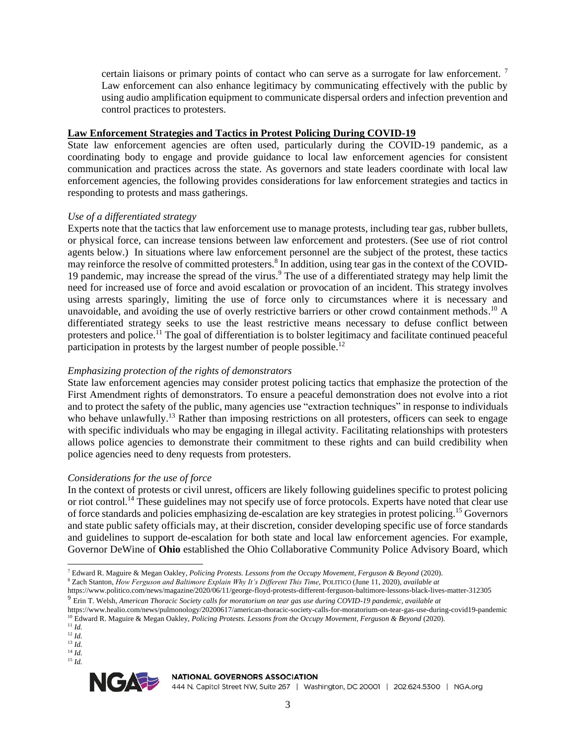certain liaisons or primary points of contact who can serve as a surrogate for law enforcement.[7] Law enforcement can also enhance legitimacy by communicating effectively with the public by using audio amplification equipment to communicate dispersal orders and infection prevention and control practices to protesters.

## Law Enforcement Strategies and Tactics in Protest Policing During COVID-19

State law enforcement agencies are often used, particularly during the COVID-19 pandemic, as a coordinating body to engage and provide guidance to local law enforcement agencies for consistent communication and practices across the state. As governors and state leaders coordinate with local law enforcement agencies, the following provides considerations for law enforcement strategies and tactics in responding to protests and mass gatherings.

### *Use of a differentiated strategy*

Experts note that the tactics that law enforcement use to manage protests, including tear gas, rubber bullets, or physical force, can increase tensions between law enforcement and protesters. (See use of riot control agents below.) In situations where law enforcement personnel are the subject of the protest, these tactics may reinforce the resolve of committed protesters.[8] In addition, using tear gas in the context of the COVID-19 pandemic, may increase the spread of the virus.[9] The use of a differentiated strategy may help limit the need for increased use of force and avoid escalation or provocation of an incident. This strategy involves using arrests sparingly, limiting the use of force only to circumstances where it is necessary and unavoidable, and avoiding the use of overly restrictive barriers or other crowd containment methods.[10] A differentiated strategy seeks to use the least restrictive means necessary to defuse conflict between protesters and police.[11] The goal of differentiation is to bolster legitimacy and facilitate continued peaceful participation in protests by the largest number of people possible.[12]

### *Emphasizing protection of the rights of demonstrators*

State law enforcement agencies may consider protest policing tactics that emphasize the protection of the First Amendment rights of demonstrators. To ensure a peaceful demonstration does not evolve into a riot and to protect the safety of the public, many agencies use "extraction techniques" in response to individuals who behave unlawfully.[13] Rather than imposing restrictions on all protesters, officers can seek to engage with specific individuals who may be engaging in illegal activity. Facilitating relationships with protesters allows police agencies to demonstrate their commitment to these rights and can build credibility when police agencies need to deny requests from protesters.

### *Considerations for the use of force*

In the context of protests or civil unrest, officers are likely following guidelines specific to protest policing or riot control.[14] These guidelines may not specify use of force protocols. Experts have noted that clear use of force standards and policies emphasizing de-escalation are key strategies in protest policing.[15] Governors and state public safety officials may, at their discretion, consider developing specific use of force standards and guidelines to support de-escalation for both state and local law enforcement agencies. For example, Governor DeWine of **Ohio** established the Ohio Collaborative Community Police Advisory Board, which

---

[7] Edward R. Maguire & Megan Oakley, *Policing Protests. Lessons from the Occupy Movement, Ferguson & Beyond* (2020).

[8] Zach Stanton, *How Ferguson and Baltimore Explain Why It's Different This Time*, POLITICO (June 11, 2020), *available at* https://www.politico.com/news/magazine/2020/06/11/george-floyd-protests-different-ferguson-baltimore-lessons-black-lives-matter-312305

[9] Erin T. Welsh, *American Thoracic Society calls for moratorium on tear gas use during COVID-19 pandemic*, *available at* https://www.healio.com/news/pulmonology/20200617/american-thoracic-society-calls-for-moratorium-on-tear-gas-use-during-covid19-pandemic

[10] Edward R. Maguire & Megan Oakley, *Policing Protests. Lessons from the Occupy Movement, Ferguson & Beyond* (2020).

[11] *Id.*

[12] *Id.*

[13] *Id.*

[14] *Id.*

[15] *Id.*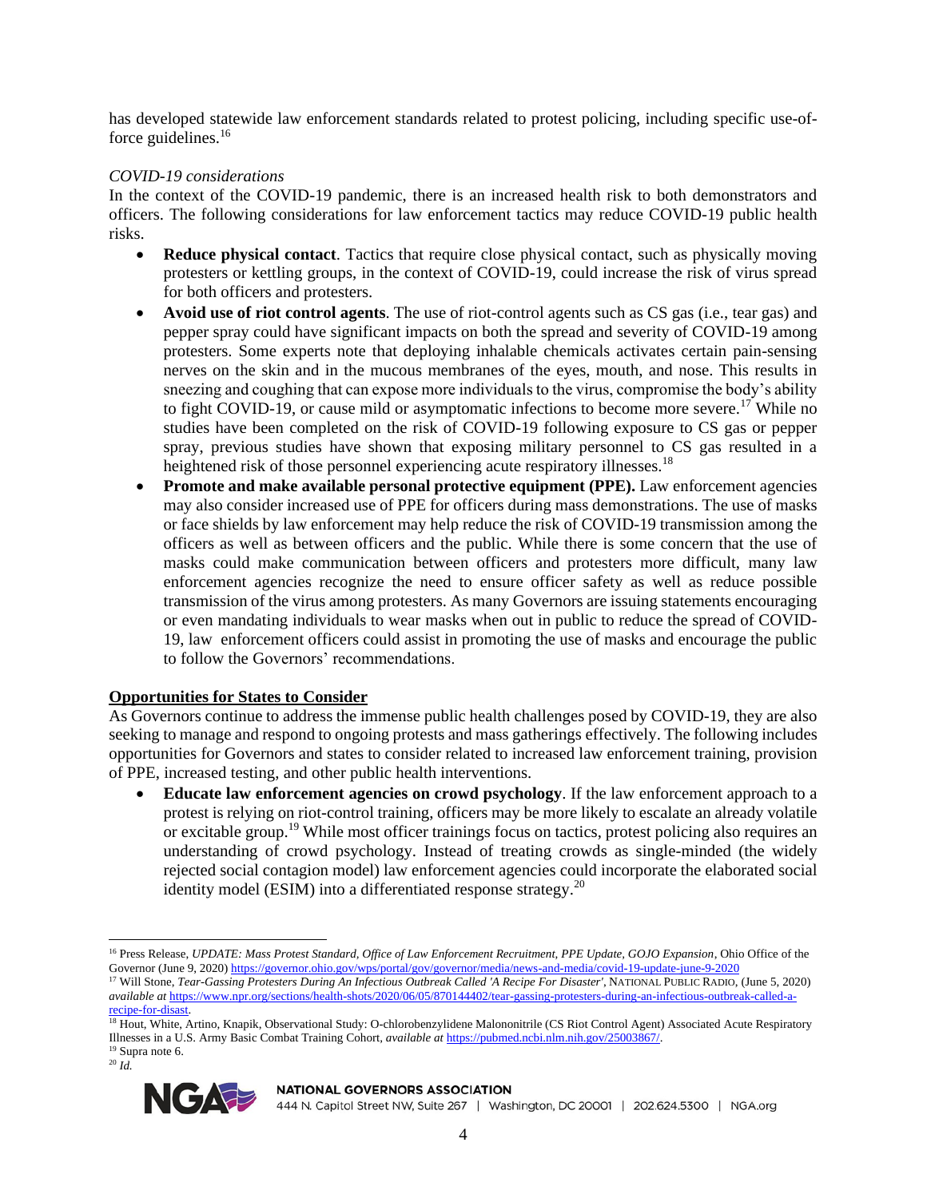has developed statewide law enforcement standards related to protest policing, including specific use-of-force guidelines.[16]

*COVID-19 considerations*

In the context of the COVID-19 pandemic, there is an increased health risk to both demonstrators and officers. The following considerations for law enforcement tactics may reduce COVID-19 public health risks.

- **Reduce physical contact**. Tactics that require close physical contact, such as physically moving protesters or kettling groups, in the context of COVID-19, could increase the risk of virus spread for both officers and protesters.
- **Avoid use of riot control agents**. The use of riot-control agents such as CS gas (i.e., tear gas) and pepper spray could have significant impacts on both the spread and severity of COVID-19 among protesters. Some experts note that deploying inhalable chemicals activates certain pain-sensing nerves on the skin and in the mucous membranes of the eyes, mouth, and nose. This results in sneezing and coughing that can expose more individuals to the virus, compromise the body's ability to fight COVID-19, or cause mild or asymptomatic infections to become more severe.[17] While no studies have been completed on the risk of COVID-19 following exposure to CS gas or pepper spray, previous studies have shown that exposing military personnel to CS gas resulted in a heightened risk of those personnel experiencing acute respiratory illnesses.[18]
- **Promote and make available personal protective equipment (PPE).** Law enforcement agencies may also consider increased use of PPE for officers during mass demonstrations. The use of masks or face shields by law enforcement may help reduce the risk of COVID-19 transmission among the officers as well as between officers and the public. While there is some concern that the use of masks could make communication between officers and protesters more difficult, many law enforcement agencies recognize the need to ensure officer safety as well as reduce possible transmission of the virus among protesters. As many Governors are issuing statements encouraging or even mandating individuals to wear masks when out in public to reduce the spread of COVID-19, law enforcement officers could assist in promoting the use of masks and encourage the public to follow the Governors' recommendations.

## Opportunities for States to Consider

As Governors continue to address the immense public health challenges posed by COVID-19, they are also seeking to manage and respond to ongoing protests and mass gatherings effectively. The following includes opportunities for Governors and states to consider related to increased law enforcement training, provision of PPE, increased testing, and other public health interventions.

- **Educate law enforcement agencies on crowd psychology**. If the law enforcement approach to a protest is relying on riot-control training, officers may be more likely to escalate an already volatile or excitable group.[19] While most officer trainings focus on tactics, protest policing also requires an understanding of crowd psychology. Instead of treating crowds as single-minded (the widely rejected social contagion model) law enforcement agencies could incorporate the elaborated social identity model (ESIM) into a differentiated response strategy.[20]

---

[16] Press Release, *UPDATE: Mass Protest Standard, Office of Law Enforcement Recruitment, PPE Update, GOJO Expansion*, Ohio Office of the Governor (June 9, 2020) https://governor.ohio.gov/wps/portal/gov/governor/media/news-and-media/covid-19-update-june-9-2020

[17] Will Stone, *Tear-Gassing Protesters During An Infectious Outbreak Called 'A Recipe For Disaster'*, NATIONAL PUBLIC RADIO, (June 5, 2020) *available at* https://www.npr.org/sections/health-shots/2020/06/05/870144402/tear-gassing-protesters-during-an-infectious-outbreak-called-a-recipe-for-disast.

[18] Hout, White, Artino, Knapik, Observational Study: O-chlorobenzylidene Malononitrile (CS Riot Control Agent) Associated Acute Respiratory Illnesses in a U.S. Army Basic Combat Training Cohort, *available at* https://pubmed.ncbi.nlm.nih.gov/25003867/.

[19] Supra note 6.

[20] *Id.*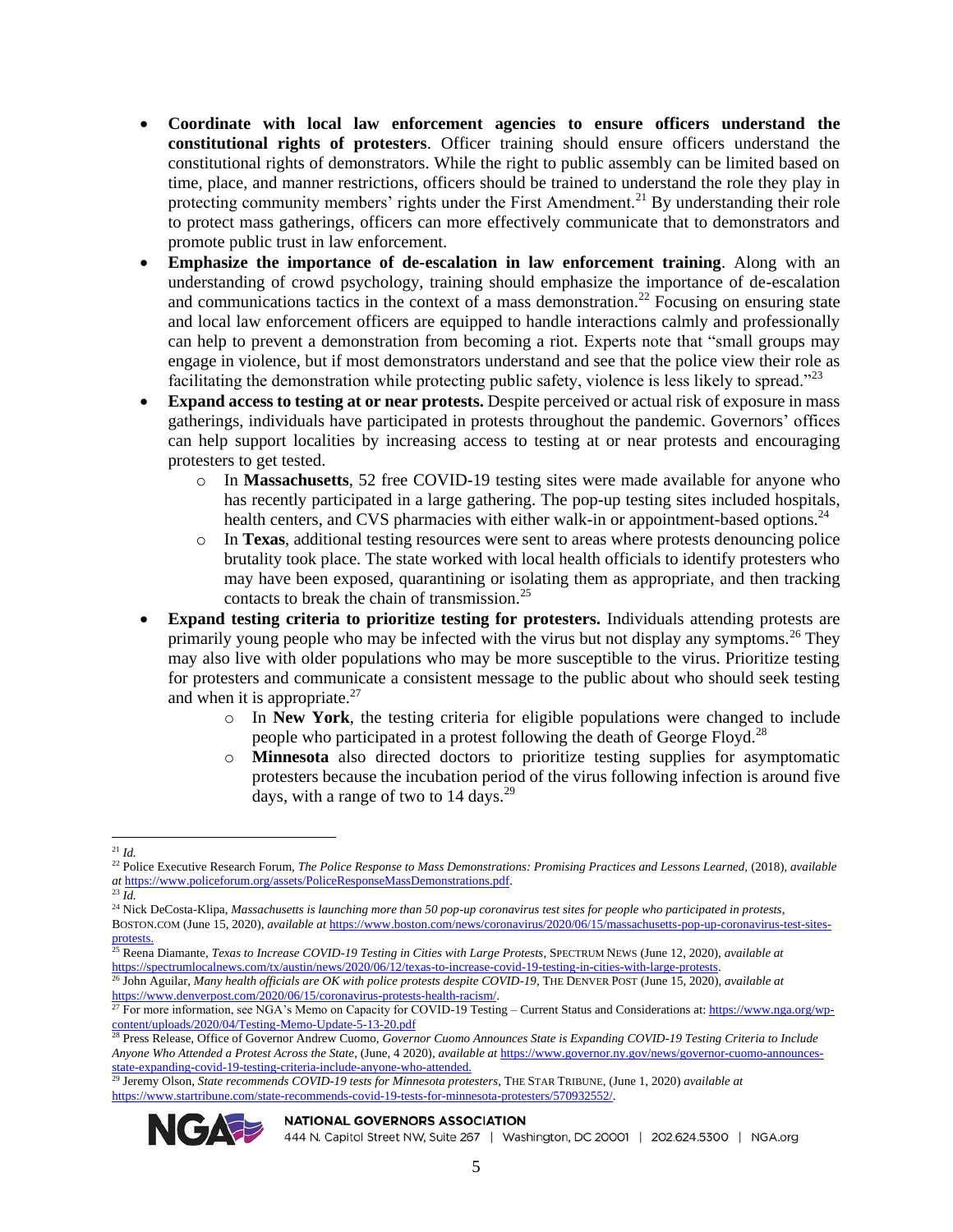- **Coordinate with local law enforcement agencies to ensure officers understand the constitutional rights of protesters**. Officer training should ensure officers understand the constitutional rights of demonstrators. While the right to public assembly can be limited based on time, place, and manner restrictions, officers should be trained to understand the role they play in protecting community members' rights under the First Amendment.[21] By understanding their role to protect mass gatherings, officers can more effectively communicate that to demonstrators and promote public trust in law enforcement.
- **Emphasize the importance of de-escalation in law enforcement training**. Along with an understanding of crowd psychology, training should emphasize the importance of de-escalation and communications tactics in the context of a mass demonstration.[22] Focusing on ensuring state and local law enforcement officers are equipped to handle interactions calmly and professionally can help to prevent a demonstration from becoming a riot. Experts note that "small groups may engage in violence, but if most demonstrators understand and see that the police view their role as facilitating the demonstration while protecting public safety, violence is less likely to spread."[23]
- **Expand access to testing at or near protests.** Despite perceived or actual risk of exposure in mass gatherings, individuals have participated in protests throughout the pandemic. Governors' offices can help support localities by increasing access to testing at or near protests and encouraging protesters to get tested.
  - In **Massachusetts**, 52 free COVID-19 testing sites were made available for anyone who has recently participated in a large gathering. The pop-up testing sites included hospitals, health centers, and CVS pharmacies with either walk-in or appointment-based options.[24]
  - In **Texas**, additional testing resources were sent to areas where protests denouncing police brutality took place. The state worked with local health officials to identify protesters who may have been exposed, quarantining or isolating them as appropriate, and then tracking contacts to break the chain of transmission.[25]
- **Expand testing criteria to prioritize testing for protesters.** Individuals attending protests are primarily young people who may be infected with the virus but not display any symptoms.[26] They may also live with older populations who may be more susceptible to the virus. Prioritize testing for protesters and communicate a consistent message to the public about who should seek testing and when it is appropriate.[27]
  - In **New York**, the testing criteria for eligible populations were changed to include people who participated in a protest following the death of George Floyd.[28]
  - **Minnesota** also directed doctors to prioritize testing supplies for asymptomatic protesters because the incubation period of the virus following infection is around five days, with a range of two to 14 days.[29]

---

[21] *Id.*

[22] Police Executive Research Forum, *The Police Response to Mass Demonstrations: Promising Practices and Lessons Learned*, (2018), *available at* https://www.policeforum.org/assets/PoliceResponseMassDemonstrations.pdf.

[23] *Id.*

[24] Nick DeCosta-Klipa, *Massachusetts is launching more than 50 pop-up coronavirus test sites for people who participated in protests*, BOSTON.COM (June 15, 2020), *available at* https://www.boston.com/news/coronavirus/2020/06/15/massachusetts-pop-up-coronavirus-test-sites-protests.

[25] Reena Diamante, *Texas to Increase COVID-19 Testing in Cities with Large Protests*, SPECTRUM NEWS (June 12, 2020), *available at* https://spectrumlocalnews.com/tx/austin/news/2020/06/12/texas-to-increase-covid-19-testing-in-cities-with-large-protests.

[26] John Aguilar, *Many health officials are OK with police protests despite COVID-19*, THE DENVER POST (June 15, 2020), *available at* https://www.denverpost.com/2020/06/15/coronavirus-protests-health-racism/.

[27] For more information, see NGA's Memo on Capacity for COVID-19 Testing – Current Status and Considerations at: https://www.nga.org/wp-content/uploads/2020/04/Testing-Memo-Update-5-13-20.pdf

[28] Press Release, Office of Governor Andrew Cuomo, *Governor Cuomo Announces State is Expanding COVID-19 Testing Criteria to Include Anyone Who Attended a Protest Across the State*, (June, 4 2020), *available at* https://www.governor.ny.gov/news/governor-cuomo-announces-state-expanding-covid-19-testing-criteria-include-anyone-who-attended.

[29] Jeremy Olson, *State recommends COVID-19 tests for Minnesota protesters*, THE STAR TRIBUNE, (June 1, 2020) *available at* https://www.startribune.com/state-recommends-covid-19-tests-for-minnesota-protesters/570932552/.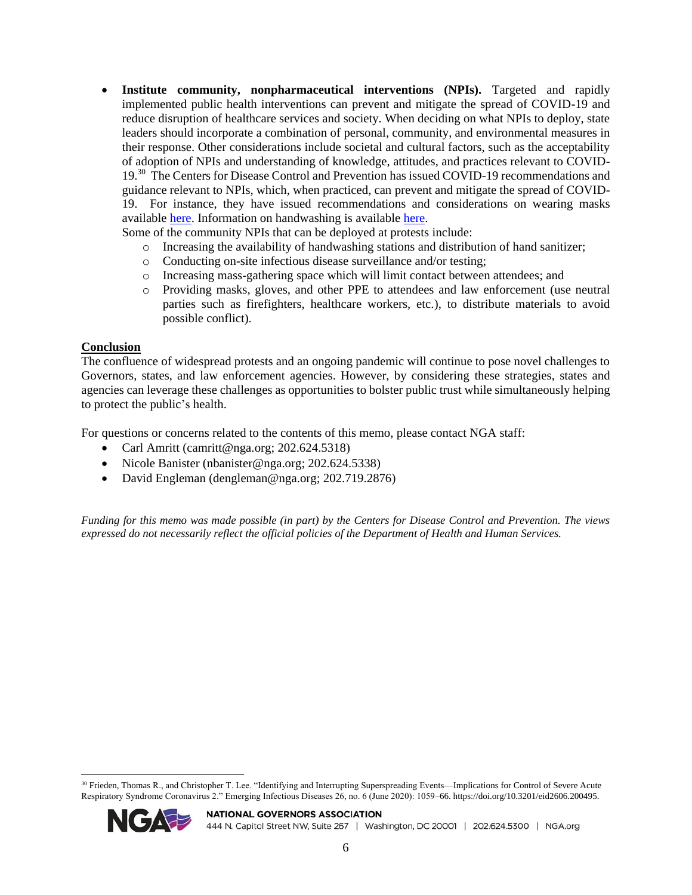- **Institute community, nonpharmaceutical interventions (NPIs).** Targeted and rapidly implemented public health interventions can prevent and mitigate the spread of COVID-19 and reduce disruption of healthcare services and society. When deciding on what NPIs to deploy, state leaders should incorporate a combination of personal, community, and environmental measures in their response. Other considerations include societal and cultural factors, such as the acceptability of adoption of NPIs and understanding of knowledge, attitudes, and practices relevant to COVID-19.[30] The Centers for Disease Control and Prevention has issued COVID-19 recommendations and guidance relevant to NPIs, which, when practiced, can prevent and mitigate the spread of COVID-19. For instance, they have issued recommendations and considerations on wearing masks available here. Information on handwashing is available here.

  Some of the community NPIs that can be deployed at protests include:
  - Increasing the availability of handwashing stations and distribution of hand sanitizer;
  - Conducting on-site infectious disease surveillance and/or testing;
  - Increasing mass-gathering space which will limit contact between attendees; and
  - Providing masks, gloves, and other PPE to attendees and law enforcement (use neutral parties such as firefighters, healthcare workers, etc.), to distribute materials to avoid possible conflict).

## Conclusion

The confluence of widespread protests and an ongoing pandemic will continue to pose novel challenges to Governors, states, and law enforcement agencies. However, by considering these strategies, states and agencies can leverage these challenges as opportunities to bolster public trust while simultaneously helping to protect the public's health.

For questions or concerns related to the contents of this memo, please contact NGA staff:

- Carl Amritt (camritt@nga.org; 202.624.5318)
- Nicole Banister (nbanister@nga.org; 202.624.5338)
- David Engleman (dengleman@nga.org; 202.719.2876)

*Funding for this memo was made possible (in part) by the Centers for Disease Control and Prevention. The views expressed do not necessarily reflect the official policies of the Department of Health and Human Services.*

---

[30] Frieden, Thomas R., and Christopher T. Lee. "Identifying and Interrupting Superspreading Events—Implications for Control of Severe Acute Respiratory Syndrome Coronavirus 2." Emerging Infectious Diseases 26, no. 6 (June 2020): 1059–66. https://doi.org/10.3201/eid2606.200495.